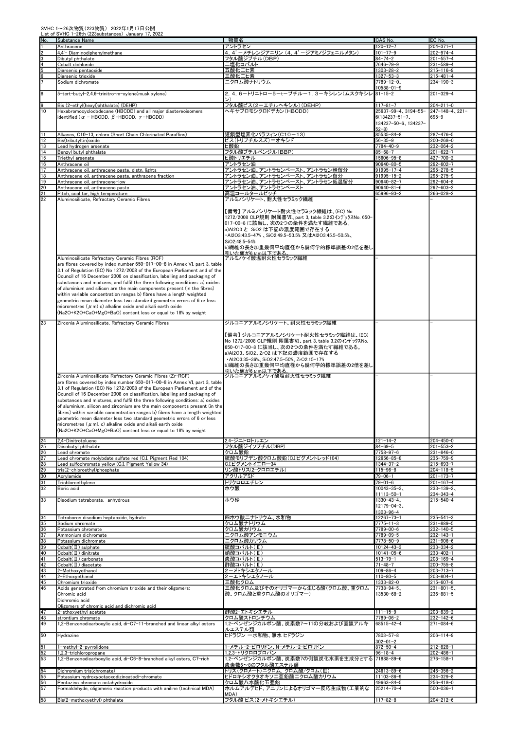SVHC 1～26次物質（223物質） 2022年1月17日公開
List of SVHC 1-26th (223substances) January 17, 2022

| No. | Substance Name | 物質名 | CAS No. | EC No. |
|---|---|---|---|---|
| 1 | Anthracene | アントラセン | 120-12-7 | 204-371-1 |
| 2 | 4,4'- Diaminodiphenylmethane | 4，4'－メチレンジアニリン（4，4'－ジアミノジフェニルメタン） | 101-77-9 | 202-974-4 |
| 3 | Dibutyl phthalate | フタル酸ジブチル（DBP） | 84-74-2 | 201-557-4 |
| 4 | Cobalt dichloride | 二塩化コバルト | 7646-79-9 | 231-589-4 |
| 5 | Diarsenic pentaoxide | 五酸化二ヒ素 | 1303-28-2 | 215-116-9 |
| 6 | Diarsenic trioxide | 三酸化二ヒ素 | 1327-53-3 | 215-481-4 |
| 7 | Sodium dichromate | 二クロム酸ナトリウム | 7789-12-0、10588-01-9 | 234-190-3 |
| 8 | 5-tert-butyl-2,4,6-trinitro-m-xylene(musk xylene) | 2，4，6－トリニトロ－5－t－ブチル－1，3－キシレン（ムスクキシレン） | 81-15-2 | 201-329-4 |
| 9 | Bis (2-ethyl(hexyl)phthalate) (DEHP) | フタル酸ビス（2－エチルヘキシル）（DEHP） | 117-81-7 | 204-211-0 |
| 10 | Hexabromocyclododecane (HBCDD) and all major diastereoisomers identified (α - HBCDD, β-HBCDD, γ-HBCDD) | ヘキサブロモシクロドデカン（HBCDD） | 25637-99-4、3194-55-6(134237-51-7、134237-50-6、134237-52-8) | 247-148-4、221-695-9 |
| 11 | Alkanes, C10-13, chloro (Short Chain Chlorinated Paraffins) | 短鎖型塩素化パラフィン（C10－13） | 85535-84-8 | 287-476-5 |
| 12 | Bis(tributyltin)oxide | ビス（トリブチルスズ）＝オキシド | 56-35-9 | 200-268-0 |
| 13 | Lead hydrogen arsenate | ヒ酸鉛 | 7784-40-9 | 232-064-2 |
| 14 | Benzyl butyl phthalate | フタル酸ブチルベンジル（BBP） | 85-68-7 | 201-622-7 |
| 15 | Triethyl arsenate | ヒ酸トリエチル | 15606-95-8 | 427-700-2 |
| 16 | Anthracene oil | アントラセン油 | 90640-80-5 | 292-602-7 |
| 17 | Anthracene oil, anthracene paste, distn. lights | アントラセン油、アントラセンペースト、アントラセン軽留分 | 91995-17-4 | 295-278-5 |
| 18 | Anthracene oil, anthracene paste, anthracene fraction | アントラセン油、アントラセンペースト、アントラセン留分 | 91995-15-2 | 295-275-9 |
| 19 | Anthracene oil, anthracene-low | アントラセン油、アントラセンペースト、アントラセン低温留分 | 90640-82-7 | 292-604-8 |
| 20 | Anthracene oil, anthracene paste | アントラセン油、アントラセンペースト | 90640-81-6 | 292-603-2 |
| 21 | Pitch, coal tar, high temperature | 高温コールタールピッチ | 65996-93-2 | 266-028-2 |
| 22 | Aluminosilicate, Refractory Ceramic Fibres | アルミノシリケート、耐火性セラミック繊維<br><br>【備考】アルミノシリケート耐火性セラミック繊維は、(EC) No 1272/2008 CLP規則 附属書Ⅵ、part 3, table 3.2のインデックスNo. 650-017-00-8 に該当し、次の2つの条件を満たす繊維である。<br>a)Al2O3 と SiO2 は下記の濃度範囲で存在する<br>・Al2O3:43.5-47% 、SiO2:49.5-53.5% 又はAl2O3:45.5-50.5%、SiO2:48.5-54%<br>b)繊維の長さ加重幾何平均直径から幾何学的標準誤差の2倍を差し引いた値が6μm以下である。 | - | - |
| | Aluminosilicate Refractory Ceramic Fibres (RCF) are fibres covered by index number 650-017-00-8 in Annex VI, part 3, table 3.1 of Regulation (EC) No 1272/2008 of the European Parliament and of the Council of 16 December 2008 on classification, labelling and packaging of substances and mixtures, and fulfil the three following conditions: a) oxides of aluminium and silicon are the main components present (in the fibres) within variable concentration ranges b) fibres have a length weighted geometric mean diameter less two standard geometric errors of 6 or less micrometres (μm) c) alkaline oxide and alkali earth oxide (Na2O+K2O+CaO+MgO+BaO) content less or equal to 18% by weight | アルミノケイ酸塩耐火性セラミック繊維 | - | - |
| 23 | Zirconia Aluminosilicate, Refractory Ceramic Fibres | ジルコニアアルミノシリケート、耐火性セラミック繊維<br><br>【備考】ジルコニアアルミノシリケート耐火性セラミック繊維は、(EC) No 1272/2008 CLP規則 附属書Ⅵ、part 3, table 3.2のインデックスNo. 650-017-00-8 に該当し、次の2つの条件を満たす繊維である。<br>a)Al2O3、SiO2、ZrO2 は下記の濃度範囲で存在する<br>・Al2O3:35-36%、SiO2:47.5-50%、ZrO2:15-17%<br>b)繊維の長さ加重幾何平均直径から幾何学的標準誤差の2倍を差し引いた値が6μm以下である。 | - | - |
| | Zirconia Aluminosilicate Refractory Ceramic Fibres (Zr-RCF) are fibres covered by index number 650-017-00-8 in Annex VI, part 3, table 3.1 of Regulation (EC) No 1272/2008 of the European Parliament and of the Council of 16 December 2008 on classification, labelling and packaging of substances and mixtures, and fulfil the three following conditions: a) oxides of aluminium, silicon and zirconium are the main components present (in the fibres) within variable concentration ranges b) fibres have a length weighted geometric mean diameter less two standard geometric errors of 6 or less micrometres (μm). c) alkaline oxide and alkali earth oxide (Na2O+K2O+CaO+MgO+BaO) content less or equal to 18% by weight | ジルコニアアルミノケイ酸塩耐火性セラミック繊維 | - | - |
| 24 | 2,4-Dinitrotoluene | 2,4-ジニトロトルエン | 121-14-2 | 204-450-0 |
| 25 | Diisobutyl phthalate | フタル酸ジイソブチル(DIBP) | 84-69-5 | 201-553-2 |
| 26 | Lead chromate | クロム酸鉛 | 7758-97-6 | 231-846-0 |
| 27 | Lead chromate molybdate sulfate red (C.I. Pigment Red 104) | 硫酸モリブデン酸クロム酸鉛(C.I.ピグメントレッド104) | 12656-85-8 | 235-759-9 |
| 28 | Lead sulfochromate yellow (C.I. Pigment Yellow 34) | C.I.ピグメントイエロー34 | 1344-37-2 | 215-693-7 |
| 29 | tris(2-chloroethyl)phosphate | リン酸トリス(2-クロロエチル) | 115-96-8 | 204-118-5 |
| 30 | Acrylamide | アクリルアミド | 79-06-1 | 201-173-7 |
| 31 | Trichloroethylene | トリクロロエチレン | 79-01-6 | 201-167-4 |
| 32 | Boric acid | ホウ酸 | 10043-35-3、11113-50-1 | 233-139-2、234-343-4 |
| 33 | Disodium tetraborate, anhydrous | ホウ砂 | 1330-43-4、12179-04-3、1303-96-4 | 215-540-4 |
| 34 | Tetraboron disodium heptaoxide, hydrate | 四ホウ酸二ナトリウム、水和物 | 12267-73-1 | 235-541-3 |
| 35 | Sodium chromate | クロム酸ナトリウム | 7775-11-3 | 231-889-5 |
| 36 | Potassium chromate | クロム酸カリウム | 7789-00-6 | 232-140-5 |
| 37 | Ammonium dichromate | 二クロム酸アンモニウム | 7789-09-5 | 232-143-1 |
| 38 | Potassium dichromate | 二クロム酸カリウム | 7778-50-9 | 231-906-6 |
| 39 | Cobalt(Ⅱ) sulphate | 硫酸コバルト(Ⅱ) | 10124-43-3 | 233-334-2 |
| 40 | Cobalt(Ⅱ) dinitrate | 硝酸コバルト(Ⅱ) | 10141-05-6 | 233-402-1 |
| 41 | Cobalt(Ⅱ) carbonate | 炭酸コバルト(Ⅱ) | 513-79-1 | 208-169-4 |
| 42 | Cobalt(Ⅱ) diacetate | 酢酸コバルト(Ⅱ) | 71-48-7 | 200-755-8 |
| 43 | 2-Methoxyethanol | 2－メトキシエタノール | 109-86-4 | 203-713-7 |
| 44 | 2-Ethoxyethanol | 2－エトキシエタノール | 110-80-5 | 203-804-1 |
| 45 | Chromium trioxide | 三酸化クロム | 1333-82-0 | 215-607-8 |
| 46 | Acids genetrated from chromium trioxide and their oligomers:<br>Chromic acid<br>Dichromic acid<br>Oligomers of chromic acid and dichromic acid | 三酸化クロム及びそのオリゴマーから生じる酸（クロム酸、重クロム酸、クロム酸と重クロム酸のオリゴマー） | 7738-94-5、13530-68-2 | 231-801-5、236-881-5 |
| 47 | 2-ethoxyethyl acetate | 酢酸2-エトキシエチル | 111-15-9 | 203-839-2 |
| 48 | strontium chromate | クロム酸ストロンチウム | 7789-06-2 | 232-142-6 |
| 49 | 1,2-Benzenedicarboxylic acid, di-C7-11-branched and linear alkyl esters | 1,2-ベンゼンジカルボン酸、炭素数7～11の分岐および直鎖アルキルエステル類 | 68515-42-4 | 271-084-6 |
| 50 | Hydrazine | ヒドラジン 一水和物、無水 ヒドラジン | 7803-57-8<br>302-01-2 | 206-114-9 |
| 51 | 1-methyl-2-pyrrolidone | 1-メチル-2-ピロリドン、N-メチル-2-ピロリドン | 872-50-4 | 212-828-1 |
| 52 | 1,2,3-trichloropropane | 1,2,3-トリクロロプロパン | 96-18-4 | 202-486-1 |
| 53 | 1,2-Benzenedicarboxylic acid, di-C6-8-branched alkyl esters, C7-rich | 1,2-ベンゼンジカルボン酸、炭素数7の側鎖炭化水素を主成分とする炭素数6～8のフタル酸エステル類 | 71888-89-6 | 276-158-1 |
| 54 | Dichromium tris(chromate) | トリス(クロメート)ニクロム、クロム酸/クロム(Ⅲ) | 24613-89-6 | 246-356-2 |
| 55 | Potassium hydroxyoctaoxodizincatedi-chromate | ヒドロキシオクタオキソ二亜鉛酸二クロム酸カリウム | 11103-86-9 | 234-329-8 |
| 56 | Pentazinc chromate octahydroxide | クロム酸八水酸化五亜鉛 | 49663-84-5 | 256-418-0 |
| 57 | Formaldehyde, oligomeric reaction products with aniline (technical MDA) | ホルムアルデヒド、アニリンによるオリゴマー反応生成物（工業的なMDA） | 25214-70-4 | 500-036-1 |
| 58 | Bis(2-methoxyethyl) phthalate | フタル酸 ビス(2-メトキシエチル) | 117-82-8 | 204-212-6 |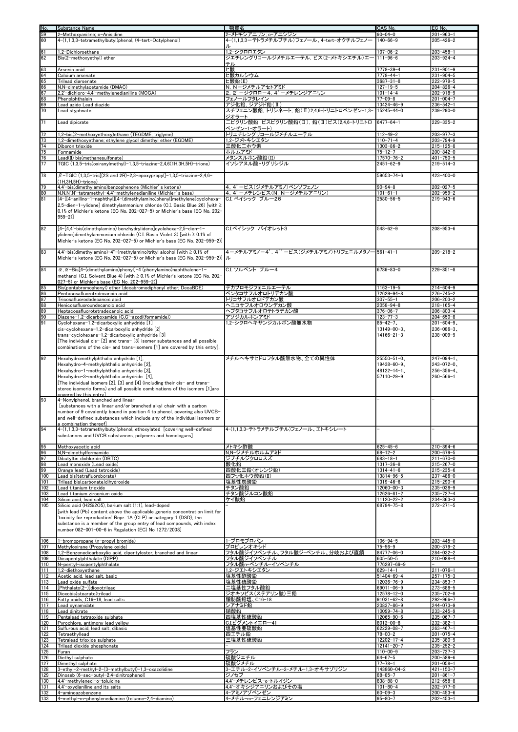| No. | Substance Name | 物質名 | CAS No. | EC No. |
|---|---|---|---|---|
| 59 | 2-Methoxyaniline; o-Anisidine | 2-メトキシアニリン；o-アニシジン | 90-04-0 | 201-963-1 |
| 60 | 4-(1,1,3,3-tetramethylbutyl)phenol, (4-tert-Octylphenol) | 4-(1,1,3,3-テトラメチルブチル)フェノール、4-tert-オクチルフェノール | 140-66-9 | 205-426-2 |
| 61 | 1,2-Dichloroethane | 1,2-ジクロロエタン | 107-06-2 | 203-458-1 |
| 62 | Bis(2-methoxyethyl) ether | ジエチレングリコールジメチルエーテル, ビス(2-メトキシエチル)エーテル | 111-96-6 | 203-924-4 |
| 63 | Arsenic acid | ヒ酸 | 7778-39-4 | 231-901-9 |
| 64 | Calcium arsenate | ヒ酸カルシウム | 7778-44-1 | 231-904-5 |
| 65 | Trilead diarsenate | ヒ酸鉛(II) | 3687-31-8 | 222-979-5 |
| 66 | N,N-dimethylacetamide (DMAC) | N, N-ジメチルアセトアミド | 127-19-5 | 204-826-4 |
| 67 | 2,2'-dichloro-4,4'-methylenedianiline (MOCA) | 2, 2'-ジクロロ-4, 4'-メチレンジアニリン | 101-14-4 | 202-918-9 |
| 68 | Phenolphthalein | フェノールフタレイン | 77-09-8 | 201-004-7 |
| 69 | Lead azide Lead diazide | アジ化鉛, ジアジド鉛(Ⅱ) | 13424-46-9 | 236-542-1 |
| 70 | Lead styphnate | スチフニン酸鉛, トリシネート, 鉛(Ⅱ)2,4,6-トリニトロベンゼン-1,3-ジオラート | 15245-44-0 | 239-290-0 |
| 71 | Lead dipicrate | ニピクリン酸鉛, ビスピクリン酸鉛(Ⅱ), 鉛(Ⅱ)ビス(2,4,6-トリニトロベンゼン-1-オラート) | 6477-64-1 | 229-335-2 |
| 72 | 1,2-bis(2-methoxyethoxy)ethane (TEGDME; triglyme) | トリエチレングリコールジメチルエーテル | 112-49-2 | 203-977-3 |
| 73 | 1,2-dimethoxyethane; ethylene glycol dimethyl ether (EGDME) | 1,2-ジメトキシエタン | 110-71-4 | 203-794-9 |
| 74 | Diboron trioxide | 三酸化ニホウ素 | 1303-86-2 | 215-125-8 |
| 75 | Formamide | ホルムアミド | 75-12-7 | 200-842-0 |
| 76 | Lead(II) bis(methanesulfonate) | メタンスルホン酸鉛(II) | 17570-76-2 | 401-750-5 |
| 77 | TGIC (1,3,5-tris(oxiranylmethyl)-1,3,5-triazine-2,4,6(1H,3H,5H)-trione) | イソシアヌル酸トリグリシジル | 2451-62-9 | 219-514-3 |
| 78 | β-TGIC (1,3,5-tris[(2S and 2R)-2,3-epoxypropyl]-1,3,5-triazine-2,4,6-(1H,3H,5H)-trione) | | 59653-74-6 | 423-400-0 |
| 79 | 4,4'-bis(dimethylamino)benzophenone (Michler's ketone) | 4, 4'-ビス(ジメチルアミノ)ベンゾフェノン | 90-94-8 | 202-027-5 |
| 80 | N,N,N',N'-tetramethyl-4,4'-methylenedianiline (Michler's base) | 4, 4'-メチレンビス(N, N-ジメチルアニリン) | 101-61-1 | 202-959-2 |
| 81 | [4-[[4-anilino-1-naphthyl][4-(dimethylamino)phenyl]methylene]cyclohexa-2,5-dien-1-ylidene] dimethylammonium chloride (C.I. Basic Blue 26) [with ≥ 0.1% of Michler's ketone (EC No. 202-027-5) or Michler's base (EC No. 202-959-2)] | C.I. ベイシック ブルー26 | 2580-56-5 | 219-943-6 |
| 82 | [4-[4,4'-bis(dimethylamino) benzhydrylidene]cyclohexa-2,5-dien-1-ylidene]dimethylammonium chloride (C.I. Basic Violet 3) [with ≥ 0.1% of Michler's ketone (EC No. 202-027-5) or Michler's base (EC No. 202-959-2)] | C.I.ベイシック バイオレット3 | 548-62-9 | 208-953-6 |
| 83 | 4,4'-bis(dimethylamino)-4''-(methylamino)trityl alcohol [with ≥ 0.1% of Michler's ketone (EC No. 202-027-5) or Michler's base (EC No. 202-959-2)] | 4-メチルアミノ-4', 4''-ビス(ジメチルアミノ)トリフェニルメタノール | 561-41-1 | 209-218-2 |
| 84 | α,α-Bis[4-(dimethylamino)phenyl]-4 (phenylamino)naphthalene-1-methanol (C.I. Solvent Blue 4) [with ≥ 0.1% of Michler's ketone (EC No. 202-027-5) or Michler's base (EC No. 202-959-2)] | C.I. ソルベント ブルー4 | 6786-83-0 | 229-851-8 |
| 85 | Bis(pentabromophenyl) ether (decabromodiphenyl ether; DecaBDE) | デカブロモジフェニルエーテル | 1163-19-5 | 214-604-9 |
| 86 | Pentacosafluorotridecanoic acid | ペンタコサフルオロトリデカン酸 | 72629-94-8 | 276-745-2 |
| 87 | Tricosafluorododecanoic acid | トリコサフルオロドデカン酸 | 307-55-1 | 206-203-2 |
| 88 | Henicosafluoroundecanoic acid | ヘニコサフルオロウンデカン酸 | 2058-94-8 | 218-165-4 |
| 89 | Heptacosafluorotetradecanoic acid | ヘプタコサフルオロテトラデカン酸 | 376-06-7 | 206-803-4 |
| 90 | Diazene-1,2-dicarboxamide (C,C'-azodi(formamide)) | アゾジカルボンアミド | 123-77-3 | 204-650-8 |
| 91 | Cyclohexane-1,2-dicarboxylic anhydride [1]<br>cis-cyclohexane-1,2-dicarboxylic anhydride [2]<br>trans-cyclohexane-1,2-dicarboxylic anhydride [3]<br>[The individual cis- [2] and trans- [3] isomer substances and all possible combinations of the cis- and trans-isomers [1] are covered by this entry]. | 1,2-シクロヘキサンジカルボン酸無水物 | 85-42-7、<br>13149-00-3、<br>14166-21-3 | 201-604-9、<br>236-086-3、<br>238-009-9 |
| 92 | Hexahydromethylphthalic anhydride [1],<br>Hexahydro-4-methylphthalic anhydride [2],<br>Hexahydro-1-methylphthalic anhydride [3],<br>Hexahydro-3-methylphthalic anhydride [4],<br>[The individual isomers [2], [3] and [4] (including their cis- and trans- stereo isomeric forms) and all possible combinations of the isomers [1]are covered by this entry] | メチルヘキサヒドロフタル酸無水物、全ての異性体 | 25550-51-0、<br>19438-60-9、<br>48122-14-1、<br>57110-29-9 | 247-094-1、<br>243-072-0、<br>256-356-4、<br>260-566-1 |
| 93 | 4-Nonylphenol, branched and linear<br>[substances with a linear and/or branched alkyl chain with a carbon number of 9 covalently bound in position 4 to phenol, covering also UVCB- and well-defined substances which include any of the individual isomers or a combination thereof] | - | - | - |
| 94 | 4-(1,1,3,3-tetramethylbutyl)phenol, ethoxylated [covering well-defined substances and UVCB substances, polymers and homologues] | 4-(1,1,3,3-テトラメチルブチル)フェノール、エトキシレート | - | - |
| 95 | Methoxyacetic acid | メトキシ酢酸 | 625-45-6 | 210-894-6 |
| 96 | N,N-dimethylformamide | N,N-ジメチルホルムアミド | 68-12-2 | 200-679-5 |
| 97 | Dibutyltin dichloride (DBTC) | ジブチルジクロロスズ | 683-18-1 | 211-670-0 |
| 98 | Lead monoxide (Lead oxide) | 酸化鉛 | 1317-36-8 | 215-267-0 |
| 99 | Orange lead (Lead tetroxide) | 四酸化三鉛(オレンジ鉛) | 1314-41-6 | 215-235-6 |
| 100 | Lead bis(tetrafluoroborate) | 四フッ化ホウ酸鉛(II) | 13814-96-5 | 237-486-0 |
| 101 | Trilead bis(carbonate)dihydroxide | 塩基性炭酸鉛 | 1319-46-6 | 215-290-6 |
| 102 | Lead titanium trioxide | チタン酸鉛 | 12060-00-3 | 235-038-9 |
| 103 | Lead titanium zirconium oxide | チタン酸ジルコン酸鉛 | 12626-81-2 | 235-727-4 |
| 104 | Silicic acid, lead salt | ケイ酸鉛 | 11120-22-2 | 234-363-3 |
| 105 | Silicic acid (H2Si2O5), barium salt (1:1), lead-doped<br>[with lead (Pb) content above the applicable generic concentration limit for 'toxicity for reproduction' Repr. 1A (CLP) or category 1 (DSD); the substance is a member of the group entry of lead compounds, with index number 082-001-00-6 in Regulation (EC) No 1272/2008] | - | 68784-75-8 | 272-271-5 |
| 106 | 1-bromopropane (n-propyl bromide) | 1-ブロモプロパン | 106-94-5 | 203-445-0 |
| 107 | Methyloxirane (Propylene oxide) | プロピレンオキシド | 75-56-9 | 200-879-2 |
| 108 | 1,2-Benzenedicarboxylic acid, dipentylester, branched and linear | フタル酸ジイソペンチル、フタル酸ジ-ペンチル、分岐および直鎖 | 84777-06-0 | 284-032-2 |
| 109 | Diisopentylphthalate (DIPP) | フタル酸ジイソペンチル | 605-50-5 | 210-088-4 |
| 110 | N-pentyl-isopentylphthalate | フタル酸n-ペンチル-イソペンチル | 776297-69-9 | - |
| 111 | 1,2-diethoxyethane | 1,2-ジエトキシエタン | 629-14-1 | 211-076-1 |
| 112 | Acetic acid, lead salt, basic | 塩基性酢酸鉛 | 51404-69-4 | 257-175-3 |
| 113 | Lead oxide sulfate | 塩基性硫酸鉛 | 12036-76-9 | 234-853-7 |
| 114 | [Phthalato(2-)]dioxotrilead | 二塩基性フタル酸鉛 | 69011-06-9 | 273-688-5 |
| 115 | Dioxobis(stearato)trilead | ジオキソビス(ステアリン酸)三鉛 | 12578-12-0 | 235-702-8 |
| 116 | Fatty acids, C16-18, lead salts | 脂肪酸鉛塩、C16-18 | 91031-62-8 | 292-966-7 |
| 117 | Lead cynamidate | シアナミド鉛 | 20837-86-9 | 244-073-9 |
| 118 | Lead dinitrate | 硝酸鉛 | 10099-74-8 | 233-245-9 |
| 119 | Pentalead tetraoxide sulphate | 四塩基性硫酸鉛 | 12065-90-6 | 235-067-7 |
| 120 | Pyrochlore, antimony lead yellow | C.I.ピグメントイエロー41 | 8012-00-8 | 232-382-1 |
| 121 | Sulfurous acid, lead salt, dibasic | 塩基性亜硫酸鉛 | 62229-08-7 | 263-467-1 |
| 122 | Tetraethyllead | 四エチル鉛 | 78-00-2 | 201-075-4 |
| 123 | Tetralead trioxide sulphate | 三塩基性硫酸鉛 | 12202-17-4 | 235-380-9 |
| 124 | Trilead dioxide phosphonate | - | 12141-20-7 | 235-252-2 |
| 125 | Furan | フラン | 110-00-9 | 203-727-3 |
| 126 | Diethyl sulphate | 硫酸ジエチル | 64-67-5 | 200-589-6 |
| 127 | Dimethyl sulphate | 硫酸ジメチル | 77-78-1 | 201-058-1 |
| 128 | 3-ethyl-2-methyl-2-(3-methylbutyl)-1,3-oxazolidine | 3-エチル-2-イソペンチル-2-メチル-1,3-オキサゾリジン | 143860-04-2 | 421-150-7 |
| 129 | Dinoseb (6-sec-butyl-2,4-dinitrophenol) | ジノセブ | 88-85-7 | 201-861-7 |
| 130 | 4,4'-methylenedi-o-toluidine | 4,4'-メチレンビス-o-トルイジン | 838-88-0 | 212-658-8 |
| 131 | 4,4'-oxydianiline and its salts | 4,4'-オキシジアニリンおよびその塩 | 101-80-4 | 202-977-0 |
| 132 | 4-aminoazobenzene | 4-アミノアゾベンゼン | 60-09-3 | 200-453-6 |
| 133 | 4-methyl-m-phenylenediamine (toluene-2,4-diamine) | 4-メチル-m-フェニレンジアミン | 95-80-7 | 202-453-1 |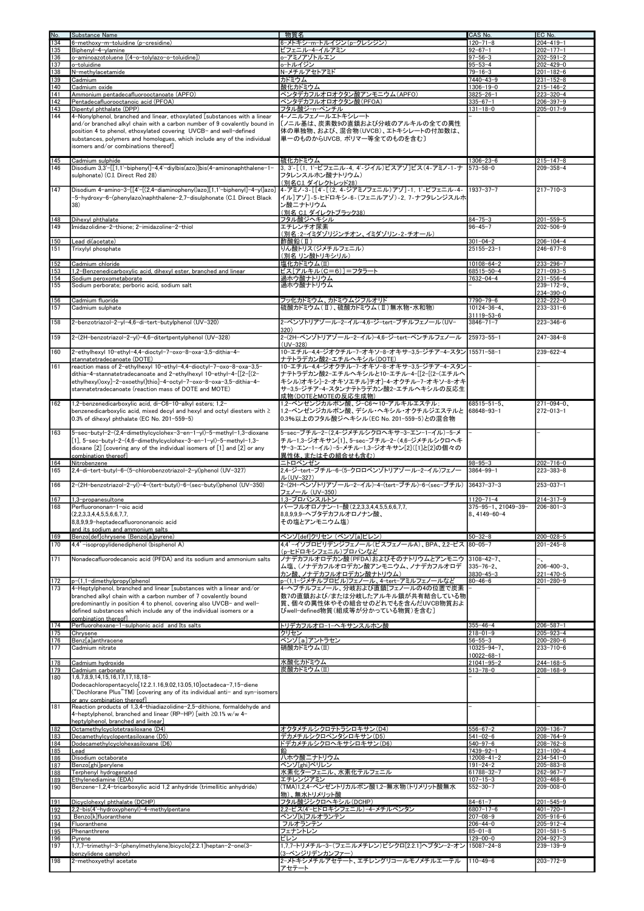| No. | Substance Name | 物質名 | CAS No. | EC No. |
|---|---|---|---|---|
| 134 | 6-methoxy-m-toluidine (p-cresidine) | 6-メトキシ-m-トルイジン(p-クレシジン) | 120-71-8 | 204-419-1 |
| 135 | Biphenyl-4-ylamine | ビフェニル-4-イルアミン | 92-67-1 | 202-177-1 |
| 136 | o-aminoazotoluene [(4-o-tolylazo-o-toluidine]) | o-アミノアゾトルエン | 97-56-3 | 202-591-2 |
| 137 | o-toluidine | o-トルイジン | 95-53-4 | 202-429-0 |
| 138 | N-methylacetamide | N-メチルアセトアミド | 79-16-3 | 201-182-6 |
| 139 | Cadmium | カドミウム | 7440-43-9 | 231-152-8 |
| 140 | Cadmium oxide | 酸化カドミウム | 1306-19-0 | 215-146-2 |
| 141 | Ammonium pentadecafluorooctanoate (APFO) | ペンタデカフルオロオクタン酸アンモニウム(APFO) | 3825-26-1 | 223-320-4 |
| 142 | Pentadecafluorooctanoic acid (PFOA) | ペンタデカフルオロオクタン酸(PFOA) | 335-67-1 | 206-397-9 |
| 143 | Dipentyl phthalate (DPP) | フタル酸ジ-n-ペンチル | 131-18-0 | 205-017-9 |
| 144 | 4-Nonylphenol, branched and linear, ethoxylated [substances with a linear and/or branched alkyl chain with a carbon number of 9 covalently bound in position 4 to phenol, ethoxylated covering UVCB- and well-defined substances, polymers and homologues, which include any of the individual isomers and/or combinations thereof] | 4-ノニルフェノールエトキシレート [ノニル基は、炭素数9の直鎖および分岐のアルキルの全ての異性体の単独物、および、混合物(UVCB)、エトキシレートの付加数は、単一のものからUVCB, ポリマー等全てのものを含む] | - | - |
| 145 | Cadmium sulphide | 硫化カドミウム | 1306-23-6 | 215-147-8 |
| 146 | Disodium 3,3'-[[1,1'-biphenyl]-4,4'-diylbis(azo)]bis(4-aminonaphthalene-1-sulphonate) (C.I. Direct Red 28) | 3, 3'-[(1, 1'-ビフェニル-4, 4'-ジイル)ビスアゾ]ビス(4-アミノ-1-ナフタレンスルホン酸ナトリウム) (別名C.I. ダイレクトレッド28) | 573-58-0 | 209-358-4 |
| 147 | Disodium 4-amino-3-[[4'-[(2,4-diaminophenyl)azo][1,1'-biphenyl]-4-yl]azo]-5-hydroxy-6-(phenylazo)naphthalene-2,7-disulphonate (C.I. Direct Black 38) | 4-アミノ-3-[[4'-[(2, 4-ジアミノフェニル)アゾ]-1, 1'-ビフェニル-4-イル]アゾ]-5-ヒドロキシ-6-(フェニルアゾ)-2, 7-ナフタレンジスルホン酸二ナトリウム (別名 C.I. ダイレクトブラック38) | 1937-37-7 | 217-710-3 |
| 148 | Dihexyl phthalate | フタル酸ジヘキシル | 84-75-3 | 201-559-5 |
| 149 | Imidazolidine-2-thione; 2-imidazoline-2-thiol | エチレンチオ尿素 (別名:2-イミダゾリジンチオン、イミダゾリン-2-チオール) | 96-45-7 | 202-506-9 |
| 150 | Lead di(acetate) | 酢酸鉛(Ⅱ) | 301-04-2 | 206-104-4 |
| 151 | Trixylyl phosphate | りん酸トリス(ジメチルフェニル) (別名 リン酸トリキシリル) | 25155-23-1 | 246-677-8 |
| 152 | Cadmium chloride | 塩化カドミウム(Ⅱ) | 10108-64-2 | 233-296-7 |
| 153 | 1,2-Benzenedicarboxylic acid, dihexyl ester, branched and linear | ビス[アルキル(C=6)]=フタラート | 68515-50-4 | 271-093-5 |
| 154 | Sodium peroxometaborate | 過ホウ酸ナトリウム | 7632-04-4 | 231-556-4 |
| 155 | Sodium perborate; perboric acid, sodium salt | 過ホウ酸ナトリウム | - | 239-172-9、234-390-0 |
| 156 | Cadmium fluoride | フッ化カドミウム、カドミウムジフルオリド | 7790-79-6 | 232-222-0 |
| 157 | Cadmium sulphate | 硫酸カドミウム(Ⅱ)、硫酸カドミウム(Ⅱ)無水物・水和物) | 10124-36-4、31119-53-6 | 233-331-6 |
| 158 | 2-benzotriazol-2-yl-4,6-di-tert-butylphenol (UV-320) | 2-ベンゾトリアゾール-2-イル-4,6-ジ-tert-ブチルフェノール(UV-320) | 3846-71-7 | 223-346-6 |
| 159 | 2-(2H-benzotriazol-2-yl)-4,6-ditertpentylphenol (UV-328) | 2-(2H-ベンゾトリアゾール-2-イル)-4,6-ジ-tert-ペンチルフェノール(UV-328) | 25973-55-1 | 247-384-8 |
| 160 | 2-ethylhexyl 10-ethyl-4,4-dioctyl-7-oxo-8-oxa-3,5-dithia-4-stannatetradecanoate (DOTE) | 10-エチル-4,4-ジオクチル-7-オキソ-8-オキサ-3,5-ジチア-4-スタンナテトラデカン酸2-エチルヘキシル(DOTE) | 15571-58-1 | 239-622-4 |
| 161 | reaction mass of 2-ethylhexyl 10-ethyl-4,4-dioctyl-7-oxo-8-oxa-3,5-dithia-4-stannatetradecanoate and 2-ethylhexyl 10-ethyl-4-[[2-[(2-ethylhexyl)oxy]-2-oxoethyl]thio]-4-octyl-7-oxo-8-oxa-3,5-dithia-4-stannatetradecanoate (reaction mass of DOTE and MOTE) | 10-エチル-4,4-ジオクチル-7-オキソ-8-オキサ-3,5-ジチア-4-スタンナテトラデカン酸2-エチルヘキシルと10-エチル-4-[[2-[(2-エチルヘキシル)オキシ]-2-オキソエチル]チオ]-4-オクチル-7-オキソ-8-オキサ-3,5-ジチア-4-スタンナテトラデカン酸2-エチルヘキシルの反応生成物(DOTEとMOTEの反応生成物) | - | - |
| 162 | 1,2-benzenedicarboxylic acid, di-C6-10-alkyl esters; 1,2-benzenedicarboxylic acid, mixed decyl and hexyl and octyl diesters with ≥ 0.3% of dihexyl phthalate (EC No. 201-559-5) | 1,2-ベンゼンジカルボン酸、ジ-C6～10-アルキルエステル; 1,2-ベンゼンジカルボン酸、デシル・ヘキシル・オクチルジエステルと0.3%以上のフタル酸ジヘキシル(EC No. 201-559-5)との混合物 | 68515-51-5、68648-93-1 | 271-094-0、272-013-1 |
| 163 | 5-sec-butyl-2-(2,4-dimethylcyclohex-3-en-1-yl)-5-methyl-1,3-dioxane [1], 5-sec-butyl-2-(4,6-dimethylcyclohex-3-en-1-yl)-5-methyl-1,3-dioxane [2] [covering any of the individual isomers of [1] and [2] or any combination thereof] | 5-sec-ブチル-2-(2,4-ジメチルシクロヘキサ-3-エン-1-イル)-5-メチル-1,3-ジオキサン[1]、5-sec-ブチル-2-(4,6-ジメチルシクロヘキサ-3-エン-1-イル)-5-メチル-1,3-ジオキサン[2]([1]と[2]の個々の異性体、またはその組合せも含む) | - | - |
| 164 | Nitrobenzene | ニトロベンゼン | 98-95-3 | 202-716-0 |
| 165 | 2,4-di-tert-butyl-6-(5-chlorobenzotriazol-2-yl)phenol (UV-327) | 2,4-ジ-tert-ブチル-6-(5-クロロベンゾトリアゾール-2-イル)フェノール(UV-327) | 3864-99-1 | 223-383-8 |
| 166 | 2-(2H-benzotriazol-2-yl)-4-(tert-butyl)-6-(sec-butyl)phenol (UV-350) | 2-(2H-ベンゾトリアゾール-2-イル)-4-(tert-ブチル)-6-(sec-ブチル)フェノール (UV-350) | 36437-37-3 | 253-037-1 |
| 167 | 1,3-propanesultone | 1,3-プロパンスルトン | 1120-71-4 | 214-317-9 |
| 168 | Perfluorononan-1-oic acid (2,2,3,3,4,4,5,5,6,6,7,7,8,8,9,9,9-heptadecafluorononanoic acid and its sodium and ammonium salts | パーフルオロノナン-1-酸(2,2,3,3,4,4,5,5,6,6,7,7,8,8,9,9,9-ヘプタデカフルオロノナン酸、その塩とアンモニウム塩) | 375-95-1、21049-39-8、4149-60-4 | 206-801-3 |
| 169 | Benzo[def]chrysene (Benzo[a]pyrene) | ベンゾ[def]クリセン (ベンゾ[a]ピレン) | 50-32-8 | 200-028-5 |
| 170 | 4,4'-isopropylidenediphenol (bisphenol A) | 4,4'-イソプロピリデンジフェノール(ビスフェノールA)、BPA、2,2-ビス(p-ヒドロキシフェニル)プロパンなど | 80-05-7 | 201-245-8 |
| 171 | Nonadecafluorodecanoic acid (PFDA) and its sodium and ammonium salts | ノナデカフルオロデカン酸(PFDA)およびそのナトリウムとアンモニウム塩、(ノナデカフルオロデカン酸アンモニウム、ノナデカフルオロデカン酸、ノナデカフルオロデカン酸ナトリウム) | 3108-42-7、335-76-2、3830-45-3 | -、206-400-3、221-470-5 |
| 172 | p-(1,1-dimethylpropyl)phenol | p-(1,1-ジメチルプロピル)フェノール、4-tert-アミルフェノールなど | 80-46-6 | 201-280-9 |
| 173 | 4-Heptylphenol, branched and linear [substances with a linear and/or branched alkyl chain with a carbon number of 7 covalently bound predominantly in position 4 to phenol, covering also UVCB- and well-defined substances which include any of the individual isomers or a combination thereof] | 4-ヘプチルフェノール、分岐および直鎖[フェノールの4の位置で炭素数7の直鎖および/または分岐したアルキル鎖が共有結合している物質、個々の異性体やその組合せのどれでもを含んだUVCB物質およびwell-defined物質(組成等が分かっている物質)を含む] | - | - |
| 174 | Perfluorohexane-1-sulphonic acid and Its salts | トリデカフルオロ-1-ヘキサンスルホン酸 | 355-46-4 | 206-587-1 |
| 175 | Chrysene | クリセン | 218-01-9 | 205-923-4 |
| 176 | Benz[a]anthracene | ベンゾ[a]アントラセン | 56-55-3 | 200-280-6 |
| 177 | Cadmium nitrate | 硝酸カドミウム(Ⅱ) | 10325-94-7、10022-68-1 | 233-710-6 |
| 178 | Cadmium hydroxide | 水酸化カドミウム | 21041-95-2 | 244-168-5 |
| 179 | Cadmium carbonate | 炭酸カドミウム(Ⅱ) | 513-78-0 | 208-168-9 |
| 180 | 1,6,7,8,9,14,15,16,17,17,18,18-Dodecachloropentacyclo[12.2.1.16,9.02,13.05,10]octadeca-7,15-diene ("Dechlorane Plus"TM) [covering any of its individual anti- and syn-isomers or any combination thereof] | | - | - |
| 181 | Reaction products of 1,3,4-thiadiazolidine-2,5-dithione, formaldehyde and 4-heptylphenol, branched and linear (RP-HP) [with ≥0.1% w/w 4-heptylphenol, branched and linear] | | - | - |
| 182 | Octamethylcyclotetrasiloxane (D4) | オクタメチルシクロテトラシロキサン(D4) | 556-67-2 | 209-136-7 |
| 183 | Decamethylcyclopentasiloxane (D5) | デカメチルシクロペンタシロキサン(D5) | 541-02-6 | 208-764-9 |
| 184 | Dodecamethylcyclohexasiloxane (D6) | ドデカメチルシクロヘキサシロキサン(D6) | 540-97-6 | 208-762-8 |
| 185 | Lead | 鉛 | 7439-92-1 | 231-100-4 |
| 186 | Disodium octaborate | 八ホウ酸二ナトリウム | 12008-41-2 | 234-541-0 |
| 187 | Benzo[ghi]perylene | ベンゾ[ghi]ペリレン | 191-24-2 | 205-883-8 |
| 188 | Terphenyl hydrogenated | 水素化ターフェニル、水素化テルフェニル | 61788-32-7 | 262-967-7 |
| 189 | Ethylenediamine (EDA) | エチレンジアミン | 107-15-3 | 203-468-6 |
| 190 | Benzene-1,2,4-tricarboxylic acid 1,2 anhydride (trimellitic anhydride) | (TMA)1,2,4-ベンゼントリカルボン酸1,2-無水物(トリメリット酸無水物)、無水トリメリット酸 | 552-30-7 | 209-008-0 |
| 191 | Dicyclohexyl phthalate (DCHP) | フタル酸ジシクロヘキシル(DCHP) | 84-61-7 | 201-545-9 |
| 192 | 2,2-bis(4'-hydroxyphenyl)-4-methylpentane | 2,2-ビス(4-ヒドロキシフェニル)-4-メチルペンタン | 6807-17-6 | 401-720-1 |
| 193 | Benzo[k]fluoranthene | ベンゾ[k]フルオランテン | 207-08-9 | 205-916-6 |
| 194 | Fluoranthene | フルオランテン | 206-44-0 | 205-912-4 |
| 195 | Phenanthrene | フェナントレン | 85-01-8 | 201-581-5 |
| 196 | Pyrene | ピレン | 129-00-0 | 204-927-3 |
| 197 | 1,7,7-trimethyl-3-(phenylmethylene)bicyclo[2.2.1]heptan-2-one(3-benzylidene camphor) | 1,7,7-トリメチル-3-(フェニルメチレン)ビシクロ[2.2.1]ヘプタン-2-オン(3-ベンジリデンカンファー) | 15087-24-8 | 239-139-9 |
| 198 | 2-methoxyethyl acetate | 2-メトキシメチルアセテート、エチレングリコールモノメチルエーテルアセテート | 110-49-6 | 203-772-9 |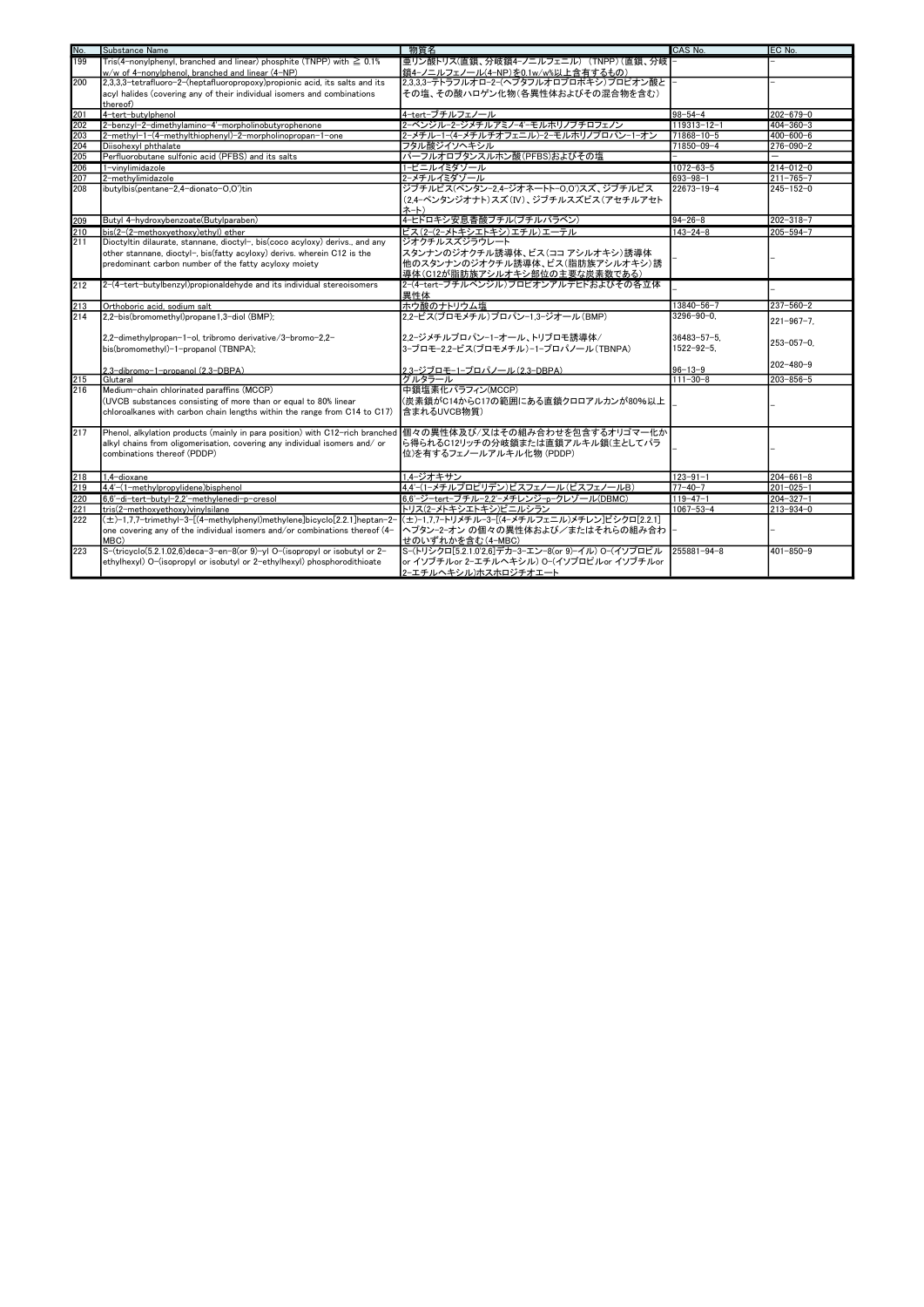| No. | Substance Name | 物質名 | CAS No. | EC No. |
|---|---|---|---|---|
| 199 | Tris(4-nonylphenyl, branched and linear) phosphite (TNPP) with ≧ 0.1% w/w of 4-nonylphenol, branched and linear (4-NP) | 亜リン酸トリス(直鎖、分岐鎖4-ノニルフェニル) (TNPP)(直鎖、分岐鎖4-ノニルフェノール(4-NP)を0.1w/w%以上含有するもの) | - | - |
| 200 | 2,3,3,3-tetrafluoro-2-(heptafluoropropoxy)propionic acid, its salts and its acyl halides (covering any of their individual isomers and combinations thereof) | 2,3,3,3-テトラフルオロ-2-(ヘプタフルオロプロポキシ)プロピオン酸とその塩、その酸ハロゲン化物(各異性体およびその混合物を含む) | - | - |
| 201 | 4-tert-butylphenol | 4-tert-ブチルフェノール | 98-54-4 | 202-679-0 |
| 202 | 2-benzyl-2-dimethylamino-4'-morpholinobutyrophenone | 2-ベンジル-2-ジメチルアミノ-4'-モルホリノブチロフェノン | 119313-12-1 | 404-360-3 |
| 203 | 2-methyl-1-(4-methylthiophenyl)-2-morpholinopropan-1-one | 2-メチル-1-(4-メチルチオフェニル)-2-モルホリノプロパン-1-オン | 71868-10-5 | 400-600-6 |
| 204 | Diisohexyl phthalate | フタル酸ジイソヘキシル | 71850-09-4 | 276-090-2 |
| 205 | Perfluorobutane sulfonic acid (PFBS) and its salts | パーフルオロブタンスルホン酸(PFBS)およびその塩 | - | - |
| 206 | 1-vinylimidazole | 1-ビニルイミダゾール | 1072-63-5 | 214-012-0 |
| 207 | 2-methylimidazole | 2-メチルイミダゾール | 693-98-1 | 211-765-7 |
| 208 | ibutylbis(pentane-2,4-dionato-O,O')tin | ジブチルビス(ペンタン-2,4-ジオネート-O,O')スズ、ジブチルビス(2,4-ペンタンジオナト)スズ(IV)、ジブチルスズビス(アセチルアセトネート) | 22673-19-4 | 245-152-0 |
| 209 | Butyl 4-hydroxybenzoate(Butylparaben) | 4-ヒドロキシ安息香酸ブチル(ブチルパラベン) | 94-26-8 | 202-318-7 |
| 210 | bis(2-(2-methoxyethoxy)ethyl) ether | ビス(2-(2-メトキシエトキシ)エチル)エーテル | 143-24-8 | 205-594-7 |
| 211 | Dioctyltin dilaurate, stannane, dioctyl-, bis(coco acyloxy) derivs., and any other stannane, dioctyl-, bis(fatty acyloxy) derivs. wherein C12 is the predominant carbon number of the fatty acyloxy moiety | ジオクチルスズジラウレート<br>スタンナンのジオクチル誘導体、ビス(ココ アシルオキシ)誘導体<br>他のスタンナンのジオクチル誘導体、ビス(脂肪族アシルオキシ)誘導体(C12が脂肪族アシルオキシ部位の主要な炭素数である) | - | - |
| 212 | 2-(4-tert-butylbenzyl)propionaldehyde and its individual stereoisomers | 2-(4-tert-ブチルベンジル)プロピオンアルデヒドおよびその各立体異性体 | - | - |
| 213 | Orthoboric acid, sodium salt | ホウ酸のナトリウム塩 | 13840-56-7 | 237-560-2 |
| 214 | 2,2-bis(bromomethyl)propane1,3-diol (BMP);<br><br>2,2-dimethylpropan-1-ol, tribromo derivative/3-bromo-2,2-bis(bromomethyl)-1-propanol (TBNPA);<br><br>2,3-dibromo-1-propanol (2,3-DBPA) | 2,2-ビス(ブロモメチル)プロパン-1,3-ジオール(BMP)<br><br>2,2-ジメチルプロパン-1-オール、トリブロモ誘導体/3-ブロモ-2,2-ビス(ブロモメチル)-1-プロパノール(TBNPA)<br><br>2,3-ジブロモ-1-プロパノール(2,3-DBPA) | 3296-90-0,<br><br>36483-57-5,<br>1522-92-5,<br><br>96-13-9 | 221-967-7,<br><br>253-057-0,<br><br>202-480-9 |
| 215 | Glutaral | グルタラール | 111-30-8 | 203-856-5 |
| 216 | Medium-chain chlorinated paraffins (MCCP)<br>(UVCB substances consisting of more than or equal to 80% linear chloroalkanes with carbon chain lengths within the range from C14 to C17) | 中鎖塩素化パラフィン(MCCP)<br>(炭素鎖がC14からC17の範囲にある直鎖クロロアルカンが80%以上含まれるUVCB物質) | - | - |
| 217 | Phenol, alkylation products (mainly in para position) with C12-rich branched alkyl chains from oligomerisation, covering any individual isomers and/ or combinations thereof (PDDP) | 個々の異性体及び/又はその組み合わせを包含するオリゴマー化から得られるC12リッチの分岐鎖または直鎖アルキル鎖(主としてパラ位)を有するフェノールアルキル化物 (PDDP) | - | - |
| 218 | 1,4-dioxane | 1,4-ジオキサン | 123-91-1 | 204-661-8 |
| 219 | 4,4'-(1-methylpropylidene)bisphenol | 4,4'-(1-メチルプロピリデン)ビスフェノール(ビスフェノールB) | 77-40-7 | 201-025-1 |
| 220 | 6,6'-di-tert-butyl-2,2'-methylenedi-p-cresol | 6,6'-ジ-tert-ブチル-2,2'-メチレンジ-p-クレゾール(DBMC) | 119-47-1 | 204-327-1 |
| 221 | tris(2-methoxyethoxy)vinylsilane | トリス(2-メトキシエトキシ)ビニルシラン | 1067-53-4 | 213-934-0 |
| 222 | (±)-1,7,7-trimethyl-3-[(4-methylphenyl)methylene]bicyclo[2.2.1]heptan-2-one covering any of the individual isomers and/or combinations thereof (4-MBC) | (±)-1,7,7-トリメチル-3-[(4-メチルフェニル)メチレン]ビシクロ[2.2.1]ヘプタン-2-オン の個々の異性体および／またはそれらの組み合わせのいずれかを含む(4-MBC) | - | - |
| 223 | S-(tricyclo(5.2.1.02,6)deca-3-en-8(or 9)-yl O-(isopropyl or isobutyl or 2-ethylhexyl) O-(isopropyl or isobutyl or 2-ethylhexyl) phosphorodithioate | S-(トリシクロ[5.2.1.0'2,6]デカ-3-エン-8(or 9)-イル) O-(イソプロピル or イソブチル or 2-エチルヘキシル) O-(イソプロピル or イソブチル or 2-エチルヘキシル)ホスホロジチオエート | 255881-94-8 | 401-850-9 |